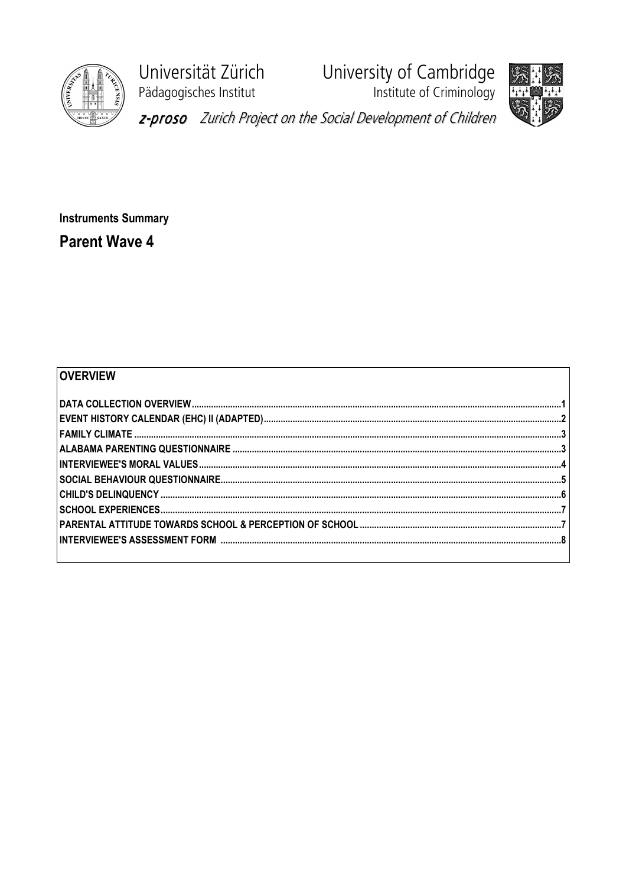Universität Zürich
Pädagogisches Institut

University of Cambridge
Institute of Criminology

*z-proso* *Zurich Project on the Social Development of Children*

**Instruments Summary**

# Parent Wave 4

## OVERVIEW

| | |
|---|---|
| **DATA COLLECTION OVERVIEW** | **1** |
| **EVENT HISTORY CALENDAR (EHC) II (ADAPTED)** | **2** |
| **FAMILY CLIMATE** | **3** |
| **ALABAMA PARENTING QUESTIONNAIRE** | **3** |
| **INTERVIEWEE'S MORAL VALUES** | **4** |
| **SOCIAL BEHAVIOUR QUESTIONNAIRE** | **5** |
| **CHILD'S DELINQUENCY** | **6** |
| **SCHOOL EXPERIENCES** | **7** |
| **PARENTAL ATTITUDE TOWARDS SCHOOL & PERCEPTION OF SCHOOL** | **7** |
| **INTERVIEWEE'S ASSESSMENT FORM** | **8** |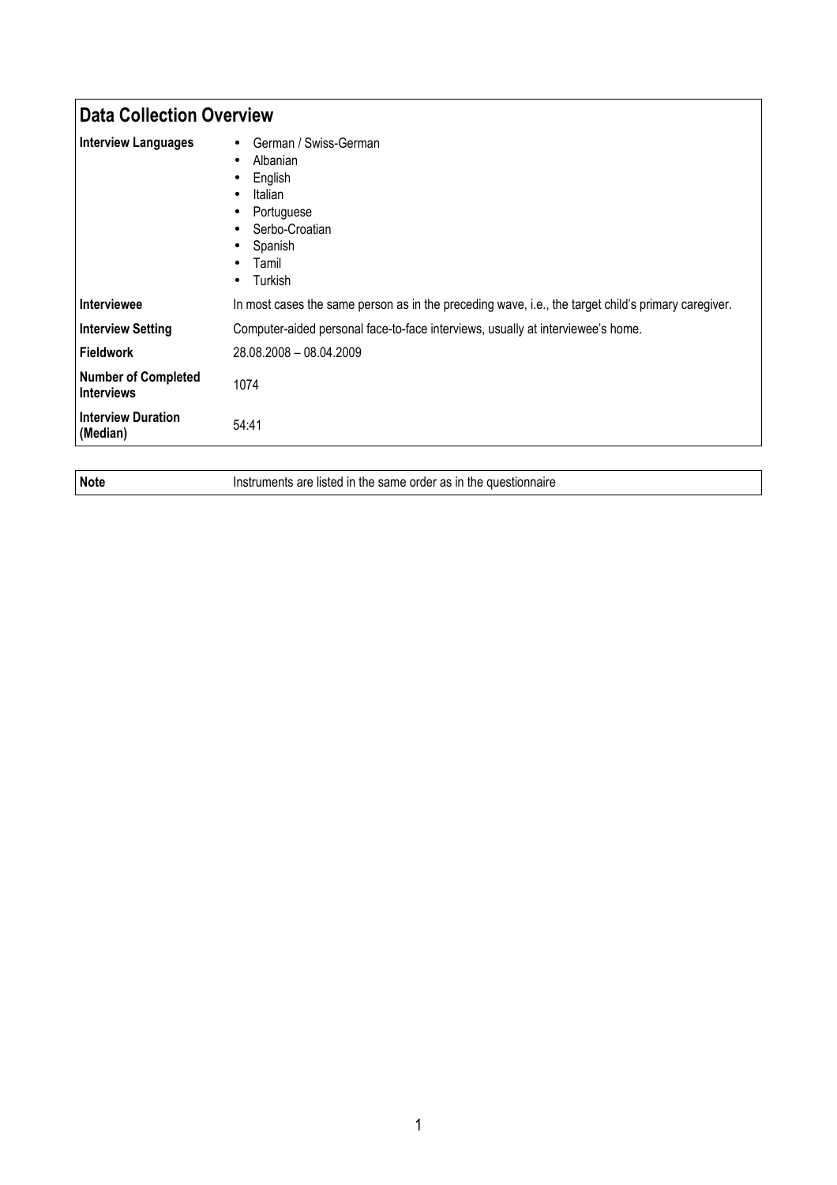## Data Collection Overview

| | |
|---|---|
| **Interview Languages** | • German / Swiss-German<br>• Albanian<br>• English<br>• Italian<br>• Portuguese<br>• Serbo-Croatian<br>• Spanish<br>• Tamil<br>• Turkish |
| **Interviewee** | In most cases the same person as in the preceding wave, i.e., the target child's primary caregiver. |
| **Interview Setting** | Computer-aided personal face-to-face interviews, usually at interviewee's home. |
| **Fieldwork** | 28.08.2008 – 08.04.2009 |
| **Number of Completed Interviews** | 1074 |
| **Interview Duration (Median)** | 54:41 |

| | |
|---|---|
| **Note** | Instruments are listed in the same order as in the questionnaire |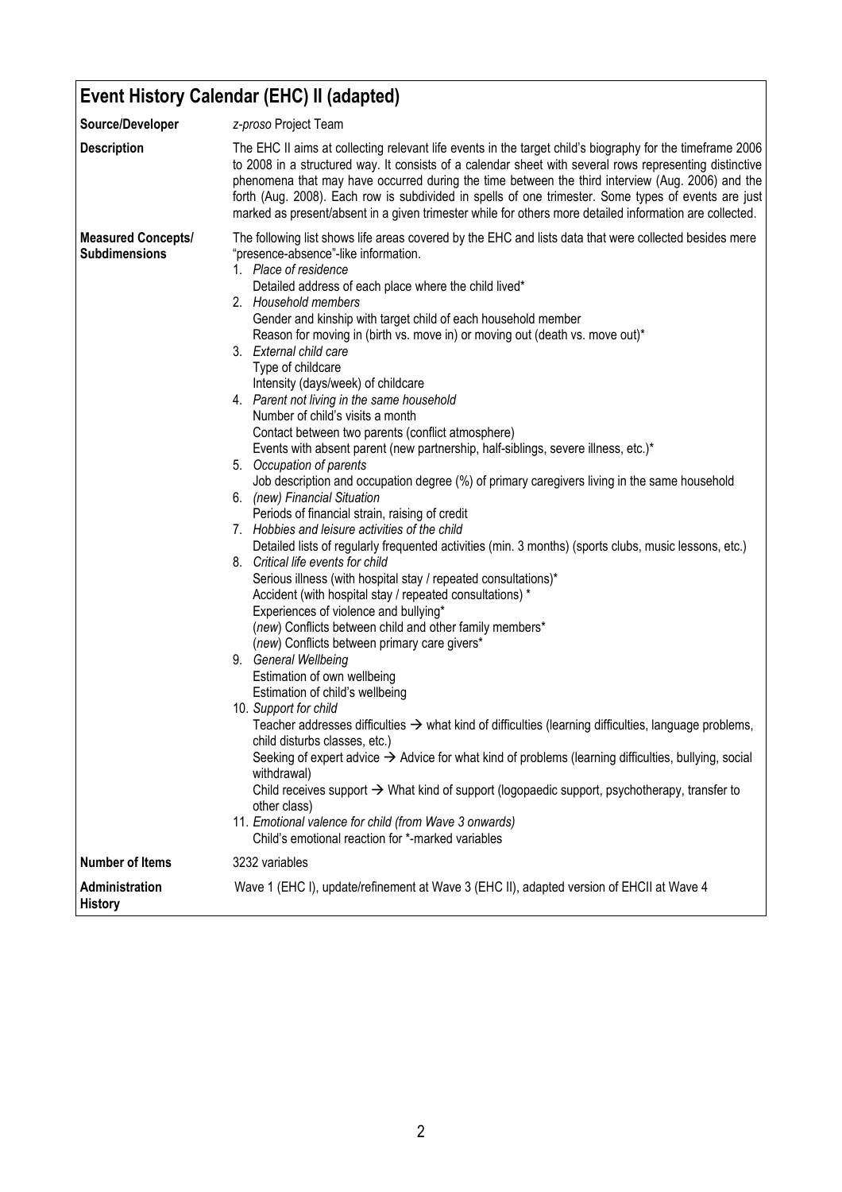## Event History Calendar (EHC) II (adapted)

| | |
|---|---|
| **Source/Developer** | *z-proso* Project Team |
| **Description** | The EHC II aims at collecting relevant life events in the target child's biography for the timeframe 2006 to 2008 in a structured way. It consists of a calendar sheet with several rows representing distinctive phenomena that may have occurred during the time between the third interview (Aug. 2006) and the forth (Aug. 2008). Each row is subdivided in spells of one trimester. Some types of events are just marked as present/absent in a given trimester while for others more detailed information are collected. |
| **Measured Concepts/ Subdimensions** | The following list shows life areas covered by the EHC and lists data that were collected besides mere "presence-absence"-like information.<br>1. *Place of residence*<br>Detailed address of each place where the child lived*<br>2. *Household members*<br>Gender and kinship with target child of each household member<br>Reason for moving in (birth vs. move in) or moving out (death vs. move out)*<br>3. *External child care*<br>Type of childcare<br>Intensity (days/week) of childcare<br>4. *Parent not living in the same household*<br>Number of child's visits a month<br>Contact between two parents (conflict atmosphere)<br>Events with absent parent (new partnership, half-siblings, severe illness, etc.)*<br>5. *Occupation of parents*<br>Job description and occupation degree (%) of primary caregivers living in the same household<br>6. *(new) Financial Situation*<br>Periods of financial strain, raising of credit<br>7. *Hobbies and leisure activities of the child*<br>Detailed lists of regularly frequented activities (min. 3 months) (sports clubs, music lessons, etc.)<br>8. *Critical life events for child*<br>Serious illness (with hospital stay / repeated consultations)*<br>Accident (with hospital stay / repeated consultations) *<br>Experiences of violence and bullying*<br>(*new*) Conflicts between child and other family members*<br>(*new*) Conflicts between primary care givers*<br>9. *General Wellbeing*<br>Estimation of own wellbeing<br>Estimation of child's wellbeing<br>10. *Support for child*<br>Teacher addresses difficulties → what kind of difficulties (learning difficulties, language problems, child disturbs classes, etc.)<br>Seeking of expert advice → Advice for what kind of problems (learning difficulties, bullying, social withdrawal)<br>Child receives support → What kind of support (logopaedic support, psychotherapy, transfer to other class)<br>11. *Emotional valence for child (from Wave 3 onwards)*<br>Child's emotional reaction for *-marked variables |
| **Number of Items** | 3232 variables |
| **Administration History** | Wave 1 (EHC I), update/refinement at Wave 3 (EHC II), adapted version of EHCII at Wave 4 |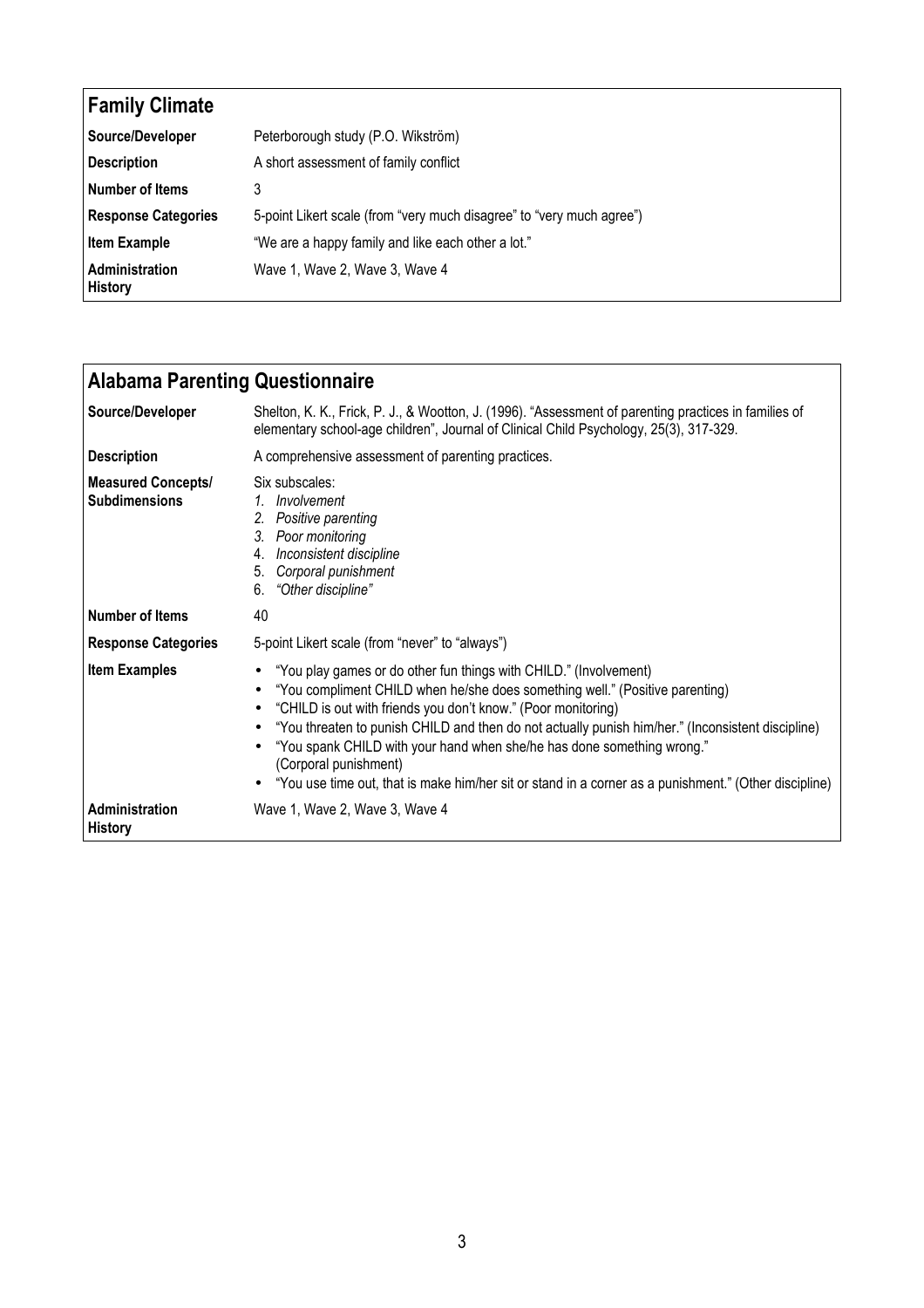## Family Climate

| | |
|---|---|
| **Source/Developer** | Peterborough study (P.O. Wikström) |
| **Description** | A short assessment of family conflict |
| **Number of Items** | 3 |
| **Response Categories** | 5-point Likert scale (from "very much disagree" to "very much agree") |
| **Item Example** | "We are a happy family and like each other a lot." |
| **Administration History** | Wave 1, Wave 2, Wave 3, Wave 4 |

## Alabama Parenting Questionnaire

| | |
|---|---|
| **Source/Developer** | Shelton, K. K., Frick, P. J., & Wootton, J. (1996). "Assessment of parenting practices in families of elementary school-age children", Journal of Clinical Child Psychology, 25(3), 317-329. |
| **Description** | A comprehensive assessment of parenting practices. |
| **Measured Concepts/ Subdimensions** | Six subscales:<br>1. *Involvement*<br>2. *Positive parenting*<br>3. *Poor monitoring*<br>4. *Inconsistent discipline*<br>5. *Corporal punishment*<br>6. *"Other discipline"* |
| **Number of Items** | 40 |
| **Response Categories** | 5-point Likert scale (from "never" to "always") |
| **Item Examples** | • "You play games or do other fun things with CHILD." (Involvement)<br>• "You compliment CHILD when he/she does something well." (Positive parenting)<br>• "CHILD is out with friends you don't know." (Poor monitoring)<br>• "You threaten to punish CHILD and then do not actually punish him/her." (Inconsistent discipline)<br>• "You spank CHILD with your hand when she/he has done something wrong." (Corporal punishment)<br>• "You use time out, that is make him/her sit or stand in a corner as a punishment." (Other discipline) |
| **Administration History** | Wave 1, Wave 2, Wave 3, Wave 4 |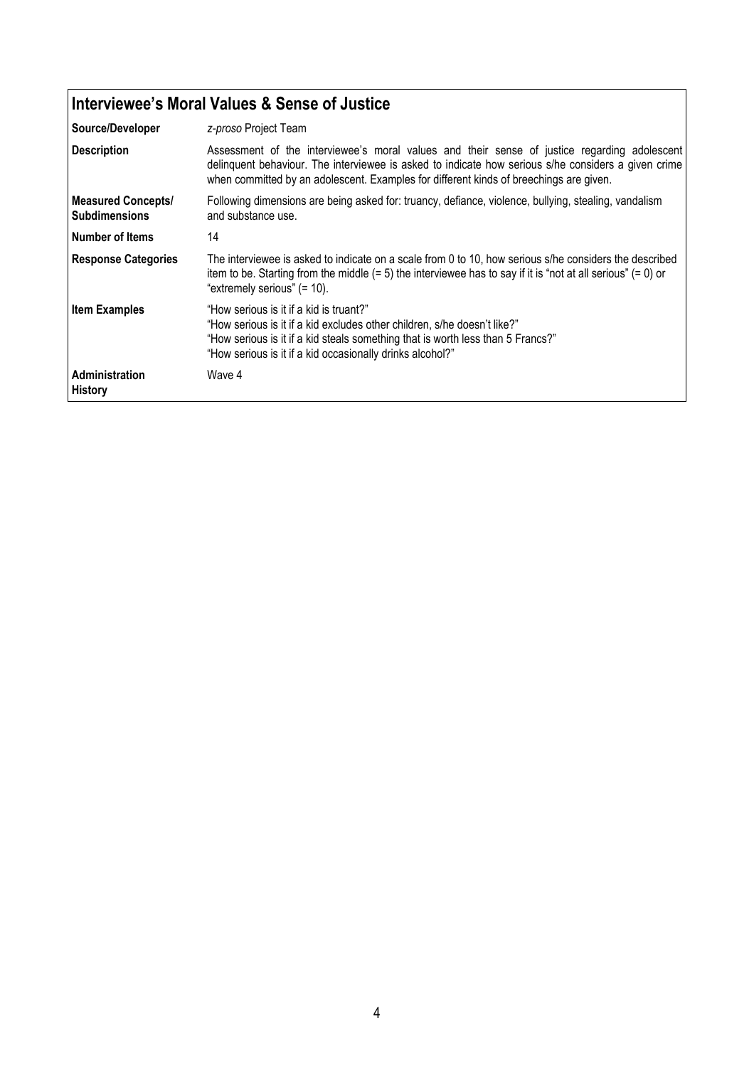## Interviewee's Moral Values & Sense of Justice

| | |
|---|---|
| **Source/Developer** | *z-proso* Project Team |
| **Description** | Assessment of the interviewee's moral values and their sense of justice regarding adolescent delinquent behaviour. The interviewee is asked to indicate how serious s/he considers a given crime when committed by an adolescent. Examples for different kinds of breechings are given. |
| **Measured Concepts/ Subdimensions** | Following dimensions are being asked for: truancy, defiance, violence, bullying, stealing, vandalism and substance use. |
| **Number of Items** | 14 |
| **Response Categories** | The interviewee is asked to indicate on a scale from 0 to 10, how serious s/he considers the described item to be. Starting from the middle (= 5) the interviewee has to say if it is "not at all serious" (= 0) or "extremely serious" (= 10). |
| **Item Examples** | "How serious is it if a kid is truant?"<br>"How serious is it if a kid excludes other children, s/he doesn't like?"<br>"How serious is it if a kid steals something that is worth less than 5 Francs?"<br>"How serious is it if a kid occasionally drinks alcohol?" |
| **Administration History** | Wave 4 |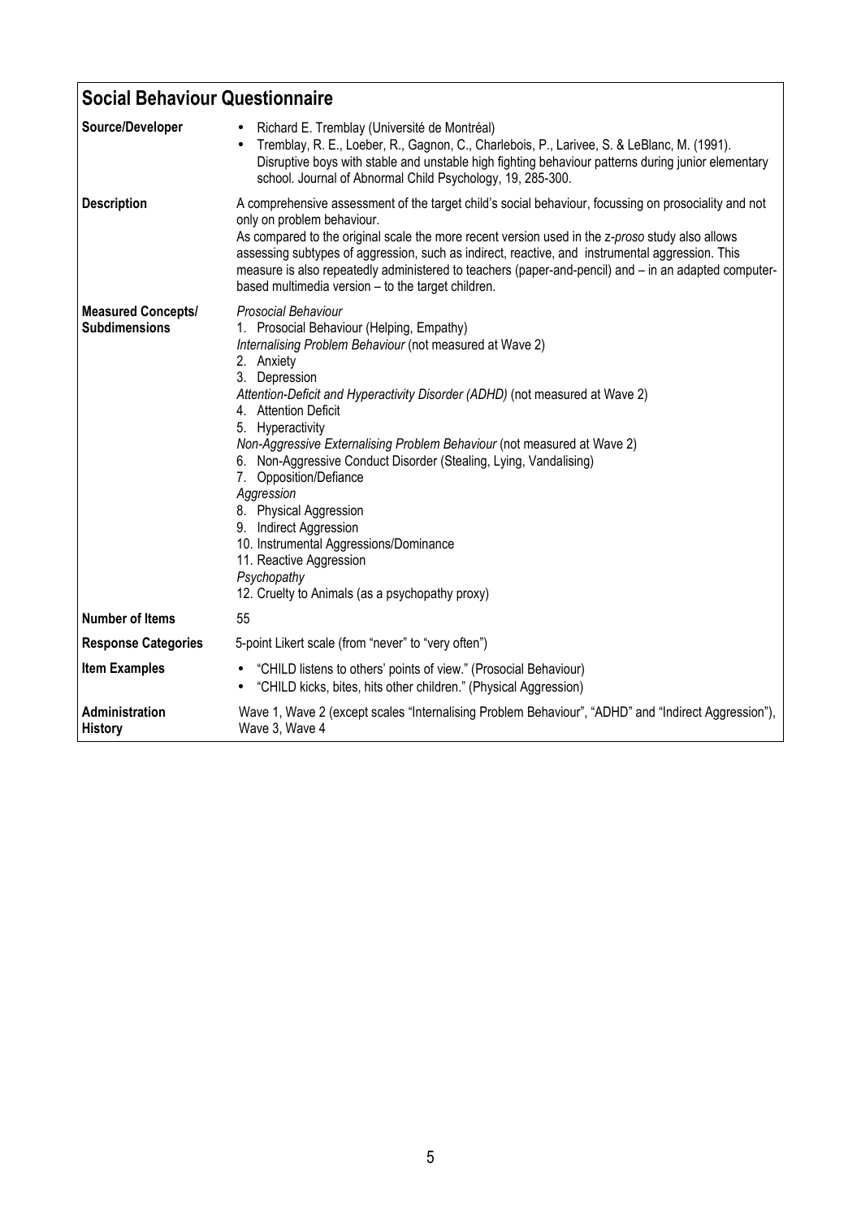## Social Behaviour Questionnaire

| | |
|---|---|
| **Source/Developer** | • Richard E. Tremblay (Université de Montréal)<br>• Tremblay, R. E., Loeber, R., Gagnon, C., Charlebois, P., Larivee, S. & LeBlanc, M. (1991). Disruptive boys with stable and unstable high fighting behaviour patterns during junior elementary school. Journal of Abnormal Child Psychology, 19, 285-300. |
| **Description** | A comprehensive assessment of the target child's social behaviour, focussing on prosociality and not only on problem behaviour.<br>As compared to the original scale the more recent version used in the z-*proso* study also allows assessing subtypes of aggression, such as indirect, reactive, and instrumental aggression. This measure is also repeatedly administered to teachers (paper-and-pencil) and – in an adapted computer-based multimedia version – to the target children. |
| **Measured Concepts/ Subdimensions** | *Prosocial Behaviour*<br>1. Prosocial Behaviour (Helping, Empathy)<br>*Internalising Problem Behaviour* (not measured at Wave 2)<br>2. Anxiety<br>3. Depression<br>*Attention-Deficit and Hyperactivity Disorder (ADHD)* (not measured at Wave 2)<br>4. Attention Deficit<br>5. Hyperactivity<br>*Non-Aggressive Externalising Problem Behaviour* (not measured at Wave 2)<br>6. Non-Aggressive Conduct Disorder (Stealing, Lying, Vandalising)<br>7. Opposition/Defiance<br>*Aggression*<br>8. Physical Aggression<br>9. Indirect Aggression<br>10. Instrumental Aggressions/Dominance<br>11. Reactive Aggression<br>*Psychopathy*<br>12. Cruelty to Animals (as a psychopathy proxy) |
| **Number of Items** | 55 |
| **Response Categories** | 5-point Likert scale (from "never" to "very often") |
| **Item Examples** | • "CHILD listens to others' points of view." (Prosocial Behaviour)<br>• "CHILD kicks, bites, hits other children." (Physical Aggression) |
| **Administration History** | Wave 1, Wave 2 (except scales "Internalising Problem Behaviour", "ADHD" and "Indirect Aggression"), Wave 3, Wave 4 |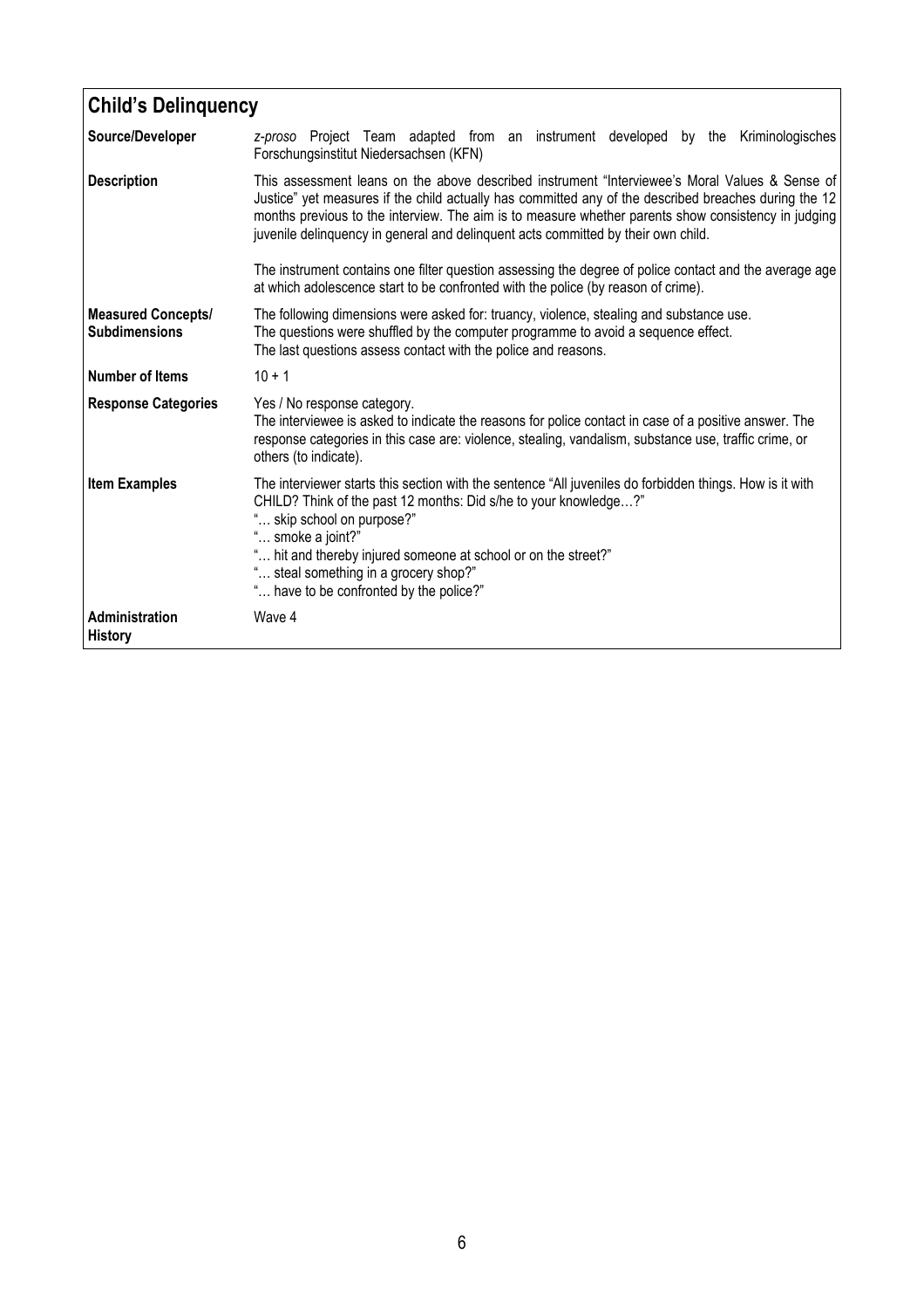## Child's Delinquency

| | |
|---|---|
| **Source/Developer** | *z-proso* Project Team adapted from an instrument developed by the Kriminologisches Forschungsinstitut Niedersachsen (KFN) |
| **Description** | This assessment leans on the above described instrument "Interviewee's Moral Values & Sense of Justice" yet measures if the child actually has committed any of the described breaches during the 12 months previous to the interview. The aim is to measure whether parents show consistency in judging juvenile delinquency in general and delinquent acts committed by their own child.<br><br>The instrument contains one filter question assessing the degree of police contact and the average age at which adolescence start to be confronted with the police (by reason of crime). |
| **Measured Concepts/ Subdimensions** | The following dimensions were asked for: truancy, violence, stealing and substance use.<br>The questions were shuffled by the computer programme to avoid a sequence effect.<br>The last questions assess contact with the police and reasons. |
| **Number of Items** | 10 + 1 |
| **Response Categories** | Yes / No response category.<br>The interviewee is asked to indicate the reasons for police contact in case of a positive answer. The response categories in this case are: violence, stealing, vandalism, substance use, traffic crime, or others (to indicate). |
| **Item Examples** | The interviewer starts this section with the sentence "All juveniles do forbidden things. How is it with CHILD? Think of the past 12 months: Did s/he to your knowledge…?"<br>"… skip school on purpose?"<br>"… smoke a joint?"<br>"… hit and thereby injured someone at school or on the street?"<br>"… steal something in a grocery shop?"<br>"… have to be confronted by the police?" |
| **Administration History** | Wave 4 |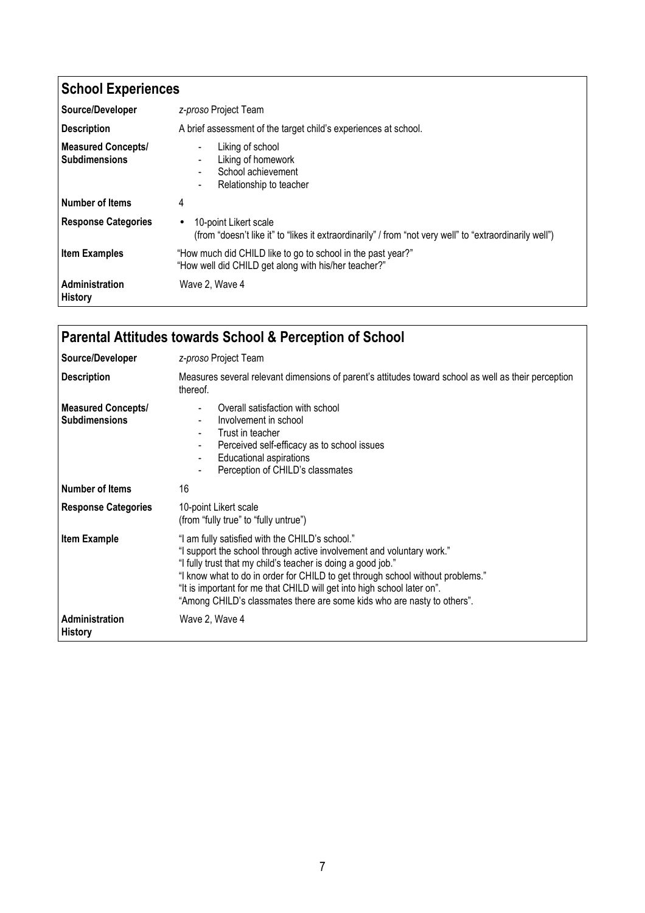## School Experiences

| | |
|---|---|
| **Source/Developer** | *z-proso* Project Team |
| **Description** | A brief assessment of the target child's experiences at school. |
| **Measured Concepts/ Subdimensions** | - Liking of school<br>- Liking of homework<br>- School achievement<br>- Relationship to teacher |
| **Number of Items** | 4 |
| **Response Categories** | • 10-point Likert scale<br>(from "doesn't like it" to "likes it extraordinarily" / from "not very well" to "extraordinarily well") |
| **Item Examples** | "How much did CHILD like to go to school in the past year?"<br>"How well did CHILD get along with his/her teacher?" |
| **Administration History** | Wave 2, Wave 4 |

## Parental Attitudes towards School & Perception of School

| | |
|---|---|
| **Source/Developer** | *z-proso* Project Team |
| **Description** | Measures several relevant dimensions of parent's attitudes toward school as well as their perception thereof. |
| **Measured Concepts/ Subdimensions** | - Overall satisfaction with school<br>- Involvement in school<br>- Trust in teacher<br>- Perceived self-efficacy as to school issues<br>- Educational aspirations<br>- Perception of CHILD's classmates |
| **Number of Items** | 16 |
| **Response Categories** | 10-point Likert scale<br>(from "fully true" to "fully untrue") |
| **Item Example** | "I am fully satisfied with the CHILD's school."<br>"I support the school through active involvement and voluntary work."<br>"I fully trust that my child's teacher is doing a good job."<br>"I know what to do in order for CHILD to get through school without problems."<br>"It is important for me that CHILD will get into high school later on".<br>"Among CHILD's classmates there are some kids who are nasty to others". |
| **Administration History** | Wave 2, Wave 4 |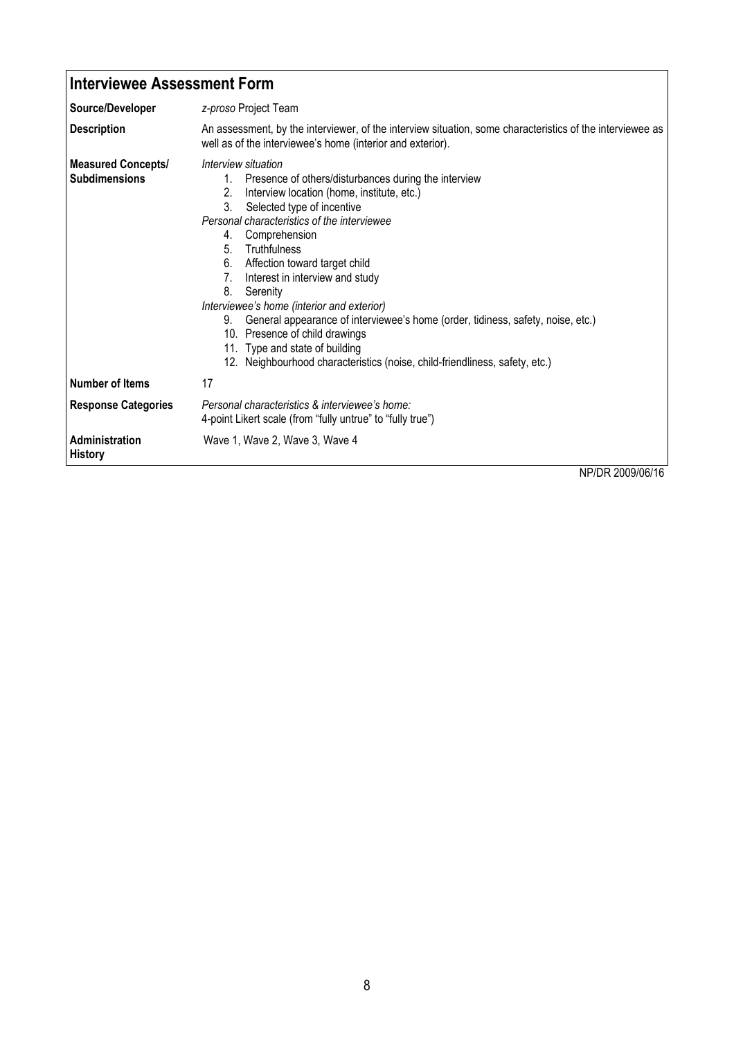## Interviewee Assessment Form

| | |
|---|---|
| **Source/Developer** | *z-proso* Project Team |
| **Description** | An assessment, by the interviewer, of the interview situation, some characteristics of the interviewee as well as of the interviewee's home (interior and exterior). |
| **Measured Concepts/ Subdimensions** | *Interview situation*<br>1. Presence of others/disturbances during the interview<br>2. Interview location (home, institute, etc.)<br>3. Selected type of incentive<br>*Personal characteristics of the interviewee*<br>4. Comprehension<br>5. Truthfulness<br>6. Affection toward target child<br>7. Interest in interview and study<br>8. Serenity<br>*Interviewee's home (interior and exterior)*<br>9. General appearance of interviewee's home (order, tidiness, safety, noise, etc.)<br>10. Presence of child drawings<br>11. Type and state of building<br>12. Neighbourhood characteristics (noise, child-friendliness, safety, etc.) |
| **Number of Items** | 17 |
| **Response Categories** | *Personal characteristics & interviewee's home:*<br>4-point Likert scale (from "fully untrue" to "fully true") |
| **Administration History** | Wave 1, Wave 2, Wave 3, Wave 4 |

NP/DR 2009/06/16